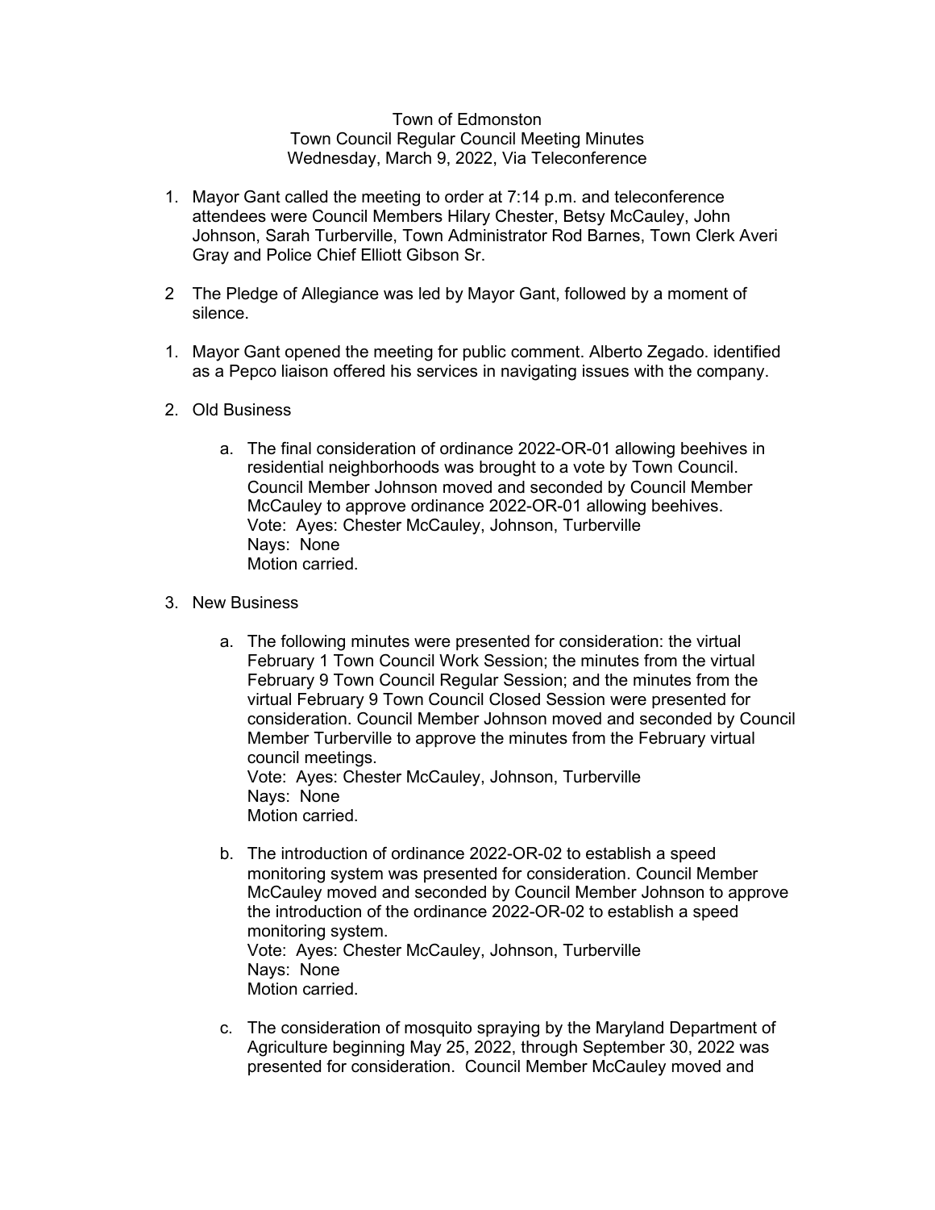Town of Edmonston
Town Council Regular Council Meeting Minutes
Wednesday, March 9, 2022, Via Teleconference

1. Mayor Gant called the meeting to order at 7:14 p.m. and teleconference attendees were Council Members Hilary Chester, Betsy McCauley, John Johnson, Sarah Turberville, Town Administrator Rod Barnes, Town Clerk Averi Gray and Police Chief Elliott Gibson Sr.

2 The Pledge of Allegiance was led by Mayor Gant, followed by a moment of silence.

1. Mayor Gant opened the meeting for public comment. Alberto Zegado. identified as a Pepco liaison offered his services in navigating issues with the company.

2. Old Business

   a. The final consideration of ordinance 2022-OR-01 allowing beehives in residential neighborhoods was brought to a vote by Town Council. Council Member Johnson moved and seconded by Council Member McCauley to approve ordinance 2022-OR-01 allowing beehives.
   Vote: Ayes: Chester McCauley, Johnson, Turberville
   Nays: None
   Motion carried.

3. New Business

   a. The following minutes were presented for consideration: the virtual February 1 Town Council Work Session; the minutes from the virtual February 9 Town Council Regular Session; and the minutes from the virtual February 9 Town Council Closed Session were presented for consideration. Council Member Johnson moved and seconded by Council Member Turberville to approve the minutes from the February virtual council meetings.
   Vote: Ayes: Chester McCauley, Johnson, Turberville
   Nays: None
   Motion carried.

   b. The introduction of ordinance 2022-OR-02 to establish a speed monitoring system was presented for consideration. Council Member McCauley moved and seconded by Council Member Johnson to approve the introduction of the ordinance 2022-OR-02 to establish a speed monitoring system.
   Vote: Ayes: Chester McCauley, Johnson, Turberville
   Nays: None
   Motion carried.

   c. The consideration of mosquito spraying by the Maryland Department of Agriculture beginning May 25, 2022, through September 30, 2022 was presented for consideration. Council Member McCauley moved and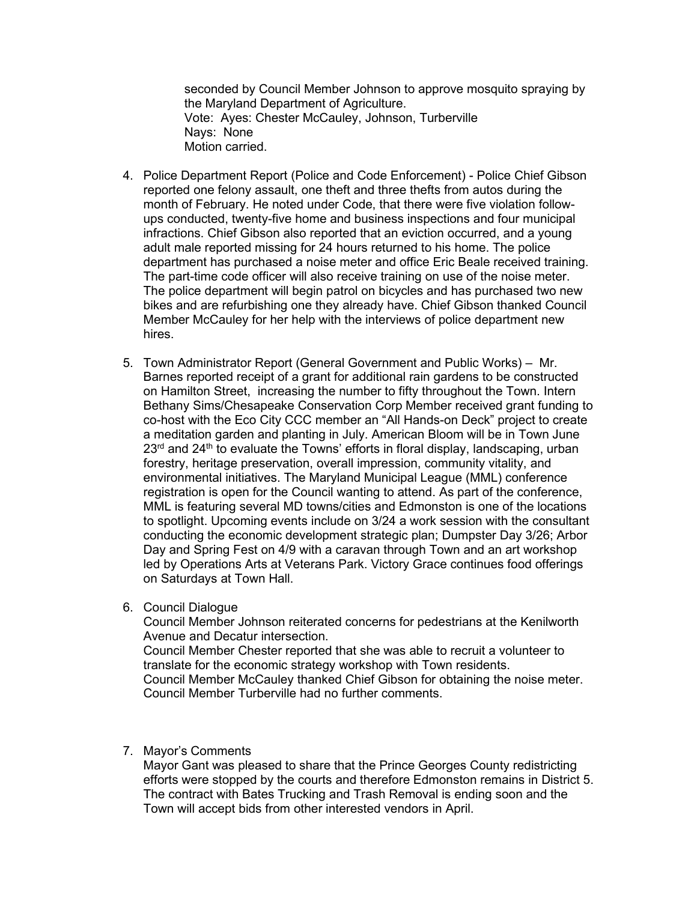seconded by Council Member Johnson to approve mosquito spraying by the Maryland Department of Agriculture.
Vote: Ayes: Chester McCauley, Johnson, Turberville
Nays: None
Motion carried.

4. Police Department Report (Police and Code Enforcement) - Police Chief Gibson reported one felony assault, one theft and three thefts from autos during the month of February. He noted under Code, that there were five violation follow-ups conducted, twenty-five home and business inspections and four municipal infractions. Chief Gibson also reported that an eviction occurred, and a young adult male reported missing for 24 hours returned to his home. The police department has purchased a noise meter and office Eric Beale received training. The part-time code officer will also receive training on use of the noise meter. The police department will begin patrol on bicycles and has purchased two new bikes and are refurbishing one they already have. Chief Gibson thanked Council Member McCauley for her help with the interviews of police department new hires.

5. Town Administrator Report (General Government and Public Works) – Mr. Barnes reported receipt of a grant for additional rain gardens to be constructed on Hamilton Street, increasing the number to fifty throughout the Town. Intern Bethany Sims/Chesapeake Conservation Corp Member received grant funding to co-host with the Eco City CCC member an "All Hands-on Deck" project to create a meditation garden and planting in July. American Bloom will be in Town June 23rd and 24th to evaluate the Towns' efforts in floral display, landscaping, urban forestry, heritage preservation, overall impression, community vitality, and environmental initiatives. The Maryland Municipal League (MML) conference registration is open for the Council wanting to attend. As part of the conference, MML is featuring several MD towns/cities and Edmonston is one of the locations to spotlight. Upcoming events include on 3/24 a work session with the consultant conducting the economic development strategic plan; Dumpster Day 3/26; Arbor Day and Spring Fest on 4/9 with a caravan through Town and an art workshop led by Operations Arts at Veterans Park. Victory Grace continues food offerings on Saturdays at Town Hall.

6. Council Dialogue
Council Member Johnson reiterated concerns for pedestrians at the Kenilworth Avenue and Decatur intersection.
Council Member Chester reported that she was able to recruit a volunteer to translate for the economic strategy workshop with Town residents.
Council Member McCauley thanked Chief Gibson for obtaining the noise meter.
Council Member Turberville had no further comments.

7. Mayor's Comments
Mayor Gant was pleased to share that the Prince Georges County redistricting efforts were stopped by the courts and therefore Edmonston remains in District 5. The contract with Bates Trucking and Trash Removal is ending soon and the Town will accept bids from other interested vendors in April.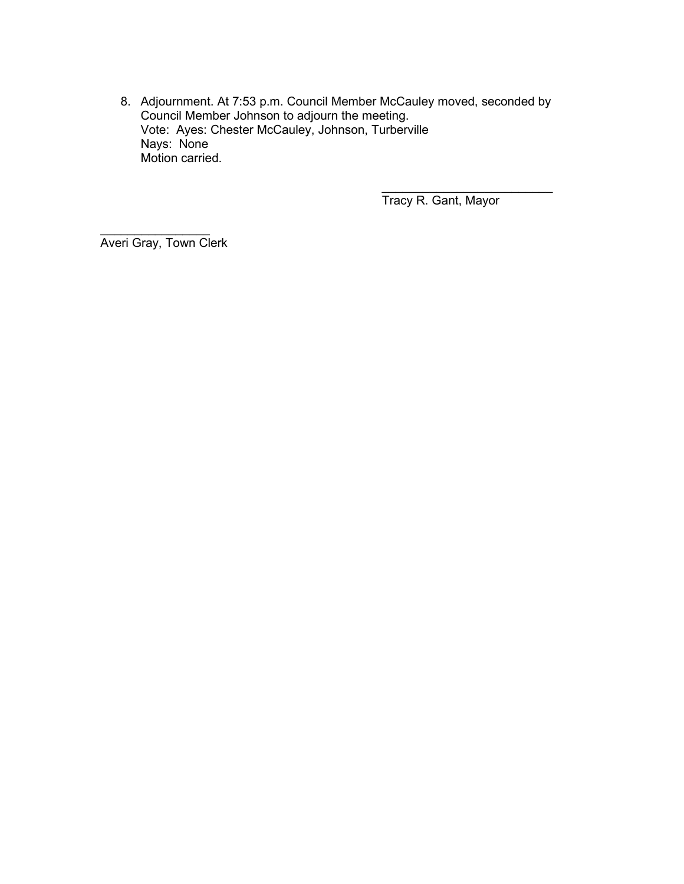8. Adjournment. At 7:53 p.m. Council Member McCauley moved, seconded by Council Member Johnson to adjourn the meeting.
   Vote: Ayes: Chester McCauley, Johnson, Turberville
   Nays: None
   Motion carried.

\_\_\_\_\_\_\_\_\_\_\_\_\_\_\_\_\_\_\_\_\_\_\_\_\_\_
Tracy R. Gant, Mayor

\_\_\_\_\_\_\_\_\_\_\_\_\_\_\_\_\_
Averi Gray, Town Clerk